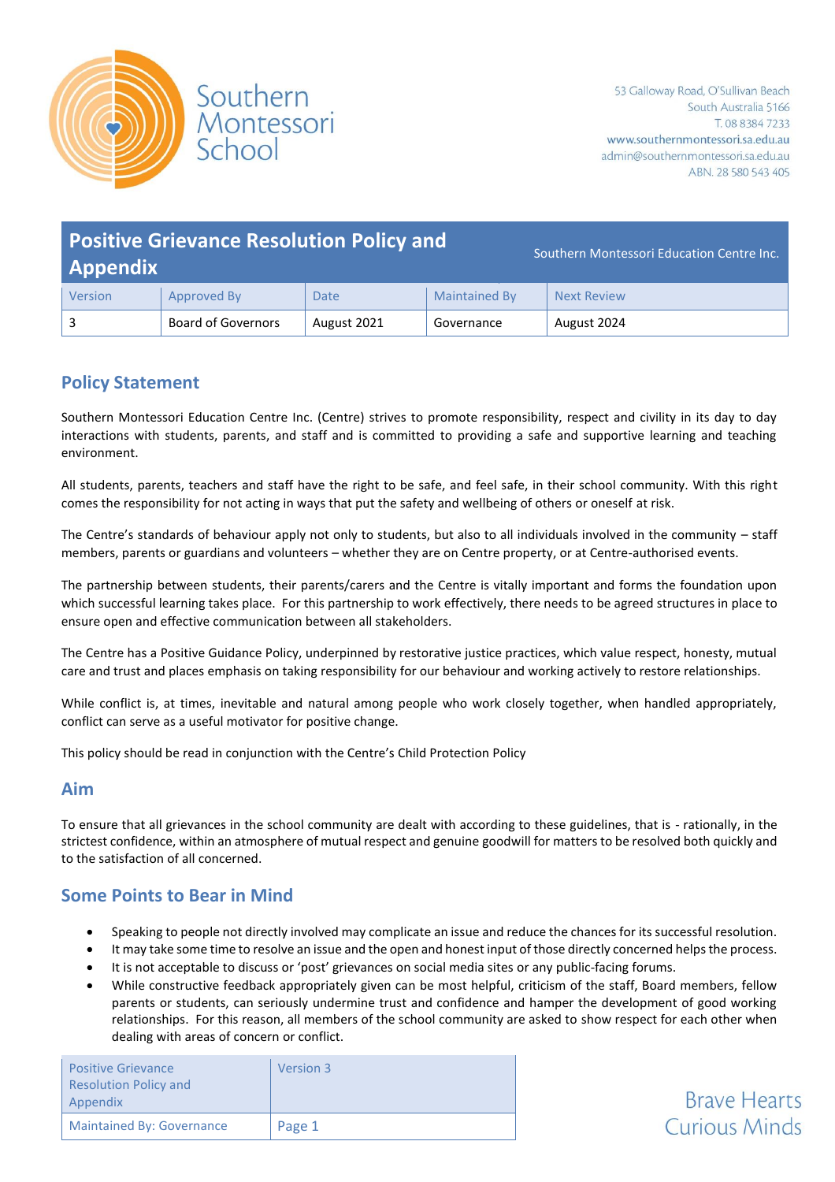Southern Montessori School

53 Galloway Road, O'Sullivan Beach
South Australia 5166
T. 08 8384 7233
www.southernmontessori.sa.edu.au
admin@southernmontessori.sa.edu.au
ABN. 28 580 543 405

# Positive Grievance Resolution Policy and Appendix

Southern Montessori Education Centre Inc.

| Version | Approved By | Date | Maintained By | Next Review |
|---|---|---|---|---|
| 3 | Board of Governors | August 2021 | Governance | August 2024 |

## Policy Statement

Southern Montessori Education Centre Inc. (Centre) strives to promote responsibility, respect and civility in its day to day interactions with students, parents, and staff and is committed to providing a safe and supportive learning and teaching environment.

All students, parents, teachers and staff have the right to be safe, and feel safe, in their school community. With this right comes the responsibility for not acting in ways that put the safety and wellbeing of others or oneself at risk.

The Centre's standards of behaviour apply not only to students, but also to all individuals involved in the community – staff members, parents or guardians and volunteers – whether they are on Centre property, or at Centre-authorised events.

The partnership between students, their parents/carers and the Centre is vitally important and forms the foundation upon which successful learning takes place. For this partnership to work effectively, there needs to be agreed structures in place to ensure open and effective communication between all stakeholders.

The Centre has a Positive Guidance Policy, underpinned by restorative justice practices, which value respect, honesty, mutual care and trust and places emphasis on taking responsibility for our behaviour and working actively to restore relationships.

While conflict is, at times, inevitable and natural among people who work closely together, when handled appropriately, conflict can serve as a useful motivator for positive change.

This policy should be read in conjunction with the Centre's Child Protection Policy

## Aim

To ensure that all grievances in the school community are dealt with according to these guidelines, that is - rationally, in the strictest confidence, within an atmosphere of mutual respect and genuine goodwill for matters to be resolved both quickly and to the satisfaction of all concerned.

## Some Points to Bear in Mind

- Speaking to people not directly involved may complicate an issue and reduce the chances for its successful resolution.
- It may take some time to resolve an issue and the open and honest input of those directly concerned helps the process.
- It is not acceptable to discuss or 'post' grievances on social media sites or any public-facing forums.
- While constructive feedback appropriately given can be most helpful, criticism of the staff, Board members, fellow parents or students, can seriously undermine trust and confidence and hamper the development of good working relationships. For this reason, all members of the school community are asked to show respect for each other when dealing with areas of concern or conflict.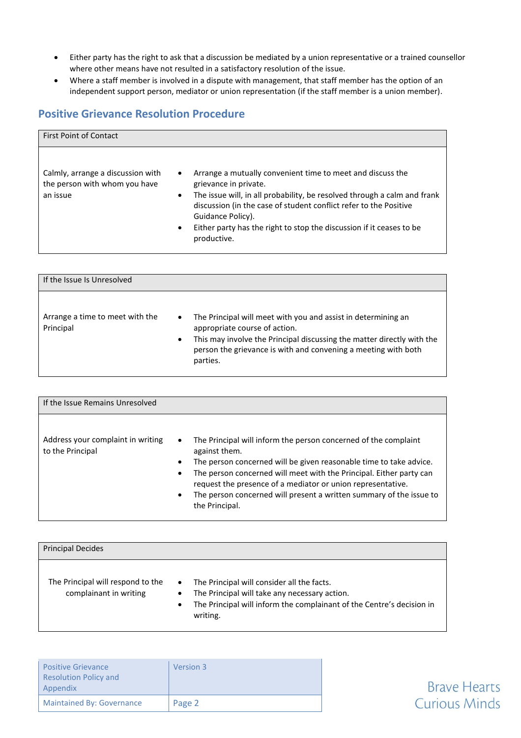- Either party has the right to ask that a discussion be mediated by a union representative or a trained counsellor where other means have not resulted in a satisfactory resolution of the issue.
- Where a staff member is involved in a dispute with management, that staff member has the option of an independent support person, mediator or union representation (if the staff member is a union member).

## Positive Grievance Resolution Procedure

| First Point of Contact | |
|---|---|
| Calmly, arrange a discussion with the person with whom you have an issue | • Arrange a mutually convenient time to meet and discuss the grievance in private.<br>• The issue will, in all probability, be resolved through a calm and frank discussion (in the case of student conflict refer to the Positive Guidance Policy).<br>• Either party has the right to stop the discussion if it ceases to be productive. |

| If the Issue Is Unresolved | |
|---|---|
| Arrange a time to meet with the Principal | • The Principal will meet with you and assist in determining an appropriate course of action.<br>• This may involve the Principal discussing the matter directly with the person the grievance is with and convening a meeting with both parties. |

| If the Issue Remains Unresolved | |
|---|---|
| Address your complaint in writing to the Principal | • The Principal will inform the person concerned of the complaint against them.<br>• The person concerned will be given reasonable time to take advice.<br>• The person concerned will meet with the Principal. Either party can request the presence of a mediator or union representative.<br>• The person concerned will present a written summary of the issue to the Principal. |

| Principal Decides | |
|---|---|
| The Principal will respond to the complainant in writing | • The Principal will consider all the facts.<br>• The Principal will take any necessary action.<br>• The Principal will inform the complainant of the Centre's decision in writing. |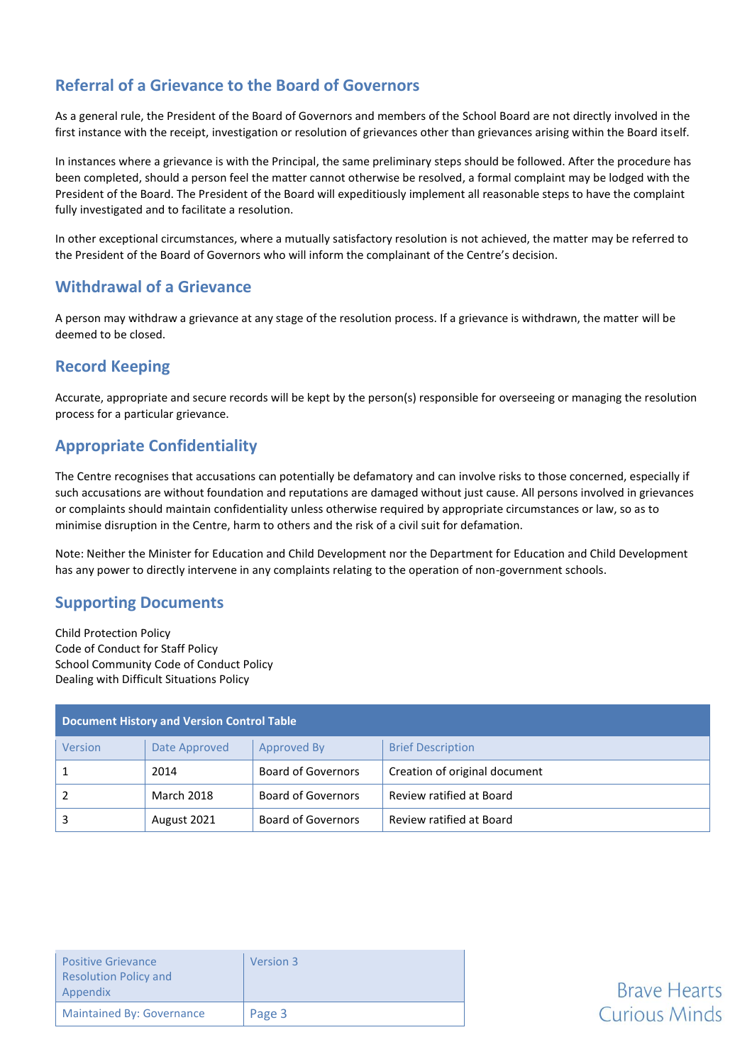## Referral of a Grievance to the Board of Governors

As a general rule, the President of the Board of Governors and members of the School Board are not directly involved in the first instance with the receipt, investigation or resolution of grievances other than grievances arising within the Board itself.

In instances where a grievance is with the Principal, the same preliminary steps should be followed. After the procedure has been completed, should a person feel the matter cannot otherwise be resolved, a formal complaint may be lodged with the President of the Board. The President of the Board will expeditiously implement all reasonable steps to have the complaint fully investigated and to facilitate a resolution.

In other exceptional circumstances, where a mutually satisfactory resolution is not achieved, the matter may be referred to the President of the Board of Governors who will inform the complainant of the Centre's decision.

## Withdrawal of a Grievance

A person may withdraw a grievance at any stage of the resolution process. If a grievance is withdrawn, the matter will be deemed to be closed.

## Record Keeping

Accurate, appropriate and secure records will be kept by the person(s) responsible for overseeing or managing the resolution process for a particular grievance.

## Appropriate Confidentiality

The Centre recognises that accusations can potentially be defamatory and can involve risks to those concerned, especially if such accusations are without foundation and reputations are damaged without just cause. All persons involved in grievances or complaints should maintain confidentiality unless otherwise required by appropriate circumstances or law, so as to minimise disruption in the Centre, harm to others and the risk of a civil suit for defamation.

Note: Neither the Minister for Education and Child Development nor the Department for Education and Child Development has any power to directly intervene in any complaints relating to the operation of non-government schools.

## Supporting Documents

Child Protection Policy
Code of Conduct for Staff Policy
School Community Code of Conduct Policy
Dealing with Difficult Situations Policy

**Document History and Version Control Table**

| Version | Date Approved | Approved By | Brief Description |
|---|---|---|---|
| 1 | 2014 | Board of Governors | Creation of original document |
| 2 | March 2018 | Board of Governors | Review ratified at Board |
| 3 | August 2021 | Board of Governors | Review ratified at Board |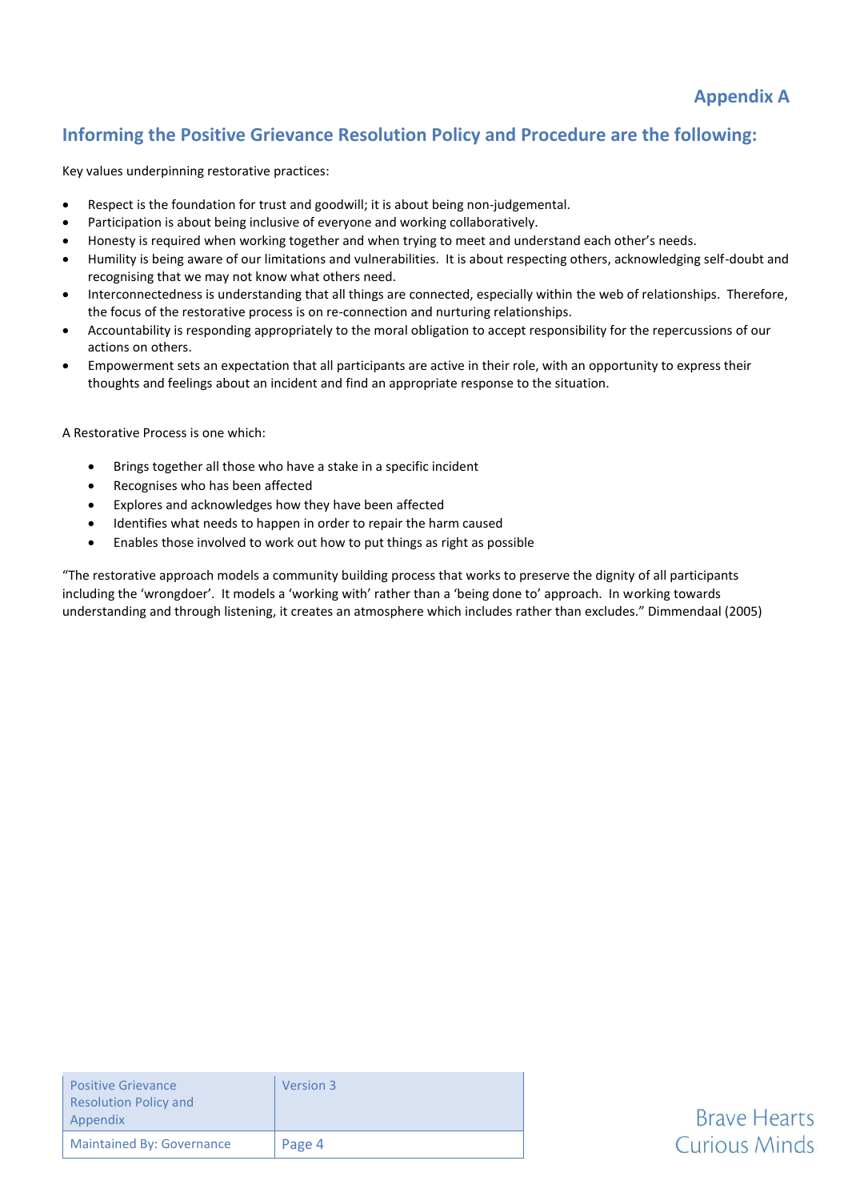# Appendix A

## Informing the Positive Grievance Resolution Policy and Procedure are the following:

Key values underpinning restorative practices:

- Respect is the foundation for trust and goodwill; it is about being non-judgemental.
- Participation is about being inclusive of everyone and working collaboratively.
- Honesty is required when working together and when trying to meet and understand each other's needs.
- Humility is being aware of our limitations and vulnerabilities. It is about respecting others, acknowledging self-doubt and recognising that we may not know what others need.
- Interconnectedness is understanding that all things are connected, especially within the web of relationships. Therefore, the focus of the restorative process is on re-connection and nurturing relationships.
- Accountability is responding appropriately to the moral obligation to accept responsibility for the repercussions of our actions on others.
- Empowerment sets an expectation that all participants are active in their role, with an opportunity to express their thoughts and feelings about an incident and find an appropriate response to the situation.

A Restorative Process is one which:

- Brings together all those who have a stake in a specific incident
- Recognises who has been affected
- Explores and acknowledges how they have been affected
- Identifies what needs to happen in order to repair the harm caused
- Enables those involved to work out how to put things as right as possible

"The restorative approach models a community building process that works to preserve the dignity of all participants including the 'wrongdoer'. It models a 'working with' rather than a 'being done to' approach. In working towards understanding and through listening, it creates an atmosphere which includes rather than excludes." Dimmendaal (2005)